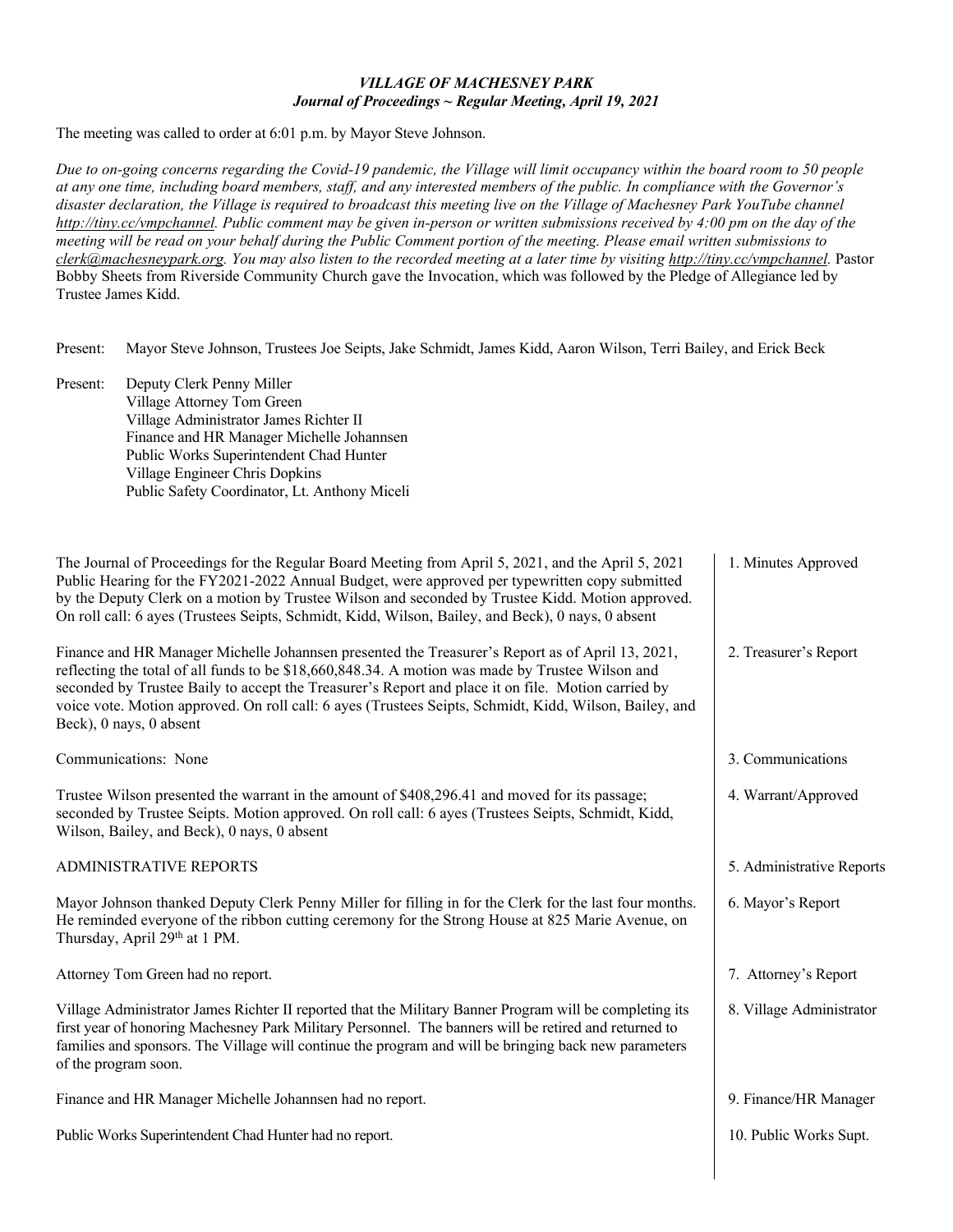***VILLAGE OF MACHESNEY PARK***
***Journal of Proceedings ~ Regular Meeting, April 19, 2021***

The meeting was called to order at 6:01 p.m. by Mayor Steve Johnson.

*Due to on-going concerns regarding the Covid-19 pandemic, the Village will limit occupancy within the board room to 50 people at any one time, including board members, staff, and any interested members of the public. In compliance with the Governor's disaster declaration, the Village is required to broadcast this meeting live on the Village of Machesney Park YouTube channel http://tiny.cc/vmpchannel. Public comment may be given in-person or written submissions received by 4:00 pm on the day of the meeting will be read on your behalf during the Public Comment portion of the meeting. Please email written submissions to clerk@machesneypark.org. You may also listen to the recorded meeting at a later time by visiting http://tiny.cc/vmpchannel.* Pastor Bobby Sheets from Riverside Community Church gave the Invocation, which was followed by the Pledge of Allegiance led by Trustee James Kidd.

Present: Mayor Steve Johnson, Trustees Joe Seipts, Jake Schmidt, James Kidd, Aaron Wilson, Terri Bailey, and Erick Beck

Present: Deputy Clerk Penny Miller
Village Attorney Tom Green
Village Administrator James Richter II
Finance and HR Manager Michelle Johannsen
Public Works Superintendent Chad Hunter
Village Engineer Chris Dopkins
Public Safety Coordinator, Lt. Anthony Miceli

**1. Minutes Approved**

The Journal of Proceedings for the Regular Board Meeting from April 5, 2021, and the April 5, 2021 Public Hearing for the FY2021-2022 Annual Budget, were approved per typewritten copy submitted by the Deputy Clerk on a motion by Trustee Wilson and seconded by Trustee Kidd. Motion approved. On roll call: 6 ayes (Trustees Seipts, Schmidt, Kidd, Wilson, Bailey, and Beck), 0 nays, 0 absent

**2. Treasurer's Report**

Finance and HR Manager Michelle Johannsen presented the Treasurer's Report as of April 13, 2021, reflecting the total of all funds to be $18,660,848.34. A motion was made by Trustee Wilson and seconded by Trustee Baily to accept the Treasurer's Report and place it on file. Motion carried by voice vote. Motion approved. On roll call: 6 ayes (Trustees Seipts, Schmidt, Kidd, Wilson, Bailey, and Beck), 0 nays, 0 absent

**3. Communications**

Communications: None

**4. Warrant/Approved**

Trustee Wilson presented the warrant in the amount of $408,296.41 and moved for its passage; seconded by Trustee Seipts. Motion approved. On roll call: 6 ayes (Trustees Seipts, Schmidt, Kidd, Wilson, Bailey, and Beck), 0 nays, 0 absent

**5. Administrative Reports**

ADMINISTRATIVE REPORTS

**6. Mayor's Report**

Mayor Johnson thanked Deputy Clerk Penny Miller for filling in for the Clerk for the last four months. He reminded everyone of the ribbon cutting ceremony for the Strong House at 825 Marie Avenue, on Thursday, April 29th at 1 PM.

**7. Attorney's Report**

Attorney Tom Green had no report.

**8. Village Administrator**

Village Administrator James Richter II reported that the Military Banner Program will be completing its first year of honoring Machesney Park Military Personnel. The banners will be retired and returned to families and sponsors. The Village will continue the program and will be bringing back new parameters of the program soon.

**9. Finance/HR Manager**

Finance and HR Manager Michelle Johannsen had no report.

**10. Public Works Supt.**

Public Works Superintendent Chad Hunter had no report.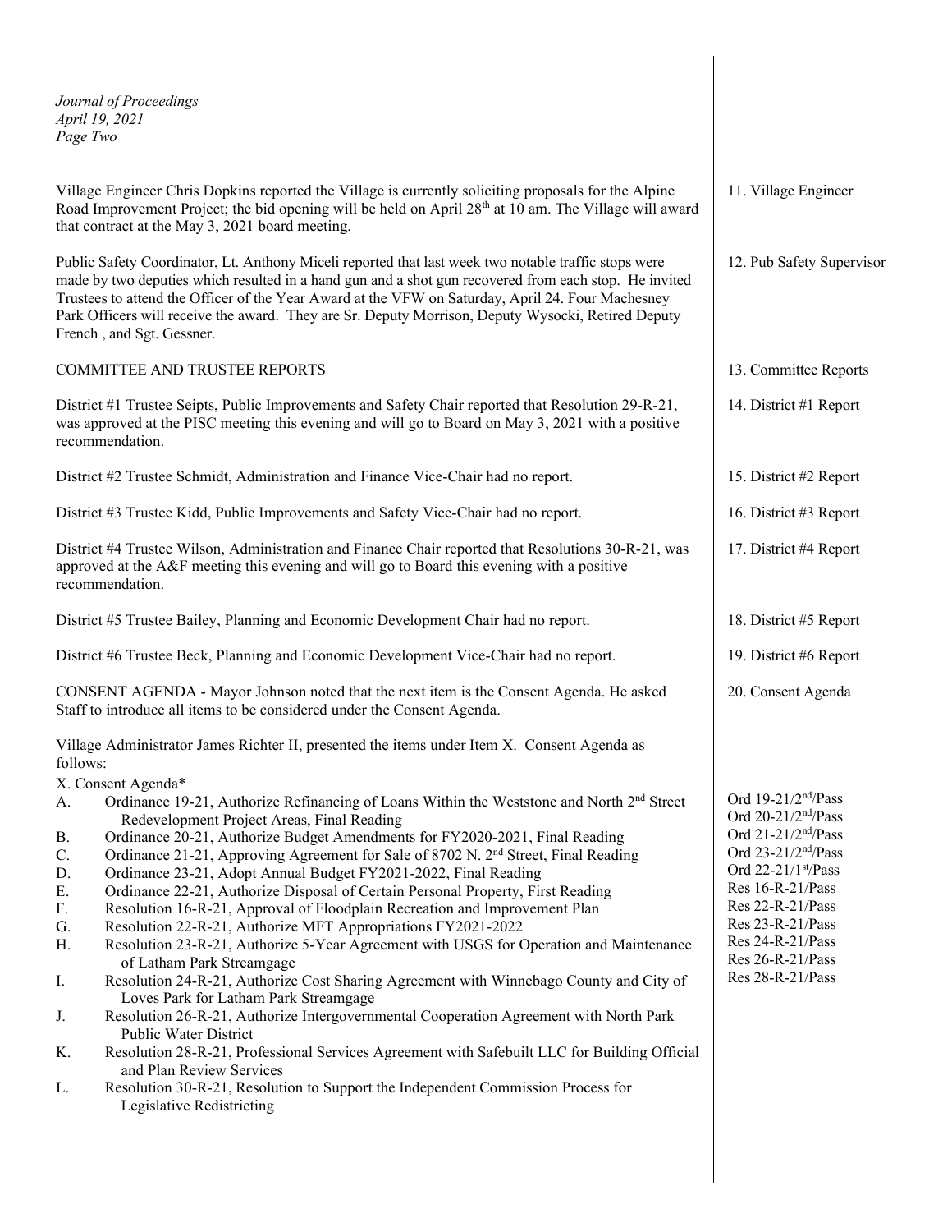Village Engineer Chris Dopkins reported the Village is currently soliciting proposals for the Alpine Road Improvement Project; the bid opening will be held on April 28th at 10 am. The Village will award that contract at the May 3, 2021 board meeting.

11. Village Engineer

Public Safety Coordinator, Lt. Anthony Miceli reported that last week two notable traffic stops were made by two deputies which resulted in a hand gun and a shot gun recovered from each stop. He invited Trustees to attend the Officer of the Year Award at the VFW on Saturday, April 24. Four Machesney Park Officers will receive the award. They are Sr. Deputy Morrison, Deputy Wysocki, Retired Deputy French , and Sgt. Gessner.

12. Pub Safety Supervisor

COMMITTEE AND TRUSTEE REPORTS

13. Committee Reports

District #1 Trustee Seipts, Public Improvements and Safety Chair reported that Resolution 29-R-21, was approved at the PISC meeting this evening and will go to Board on May 3, 2021 with a positive recommendation.

14. District #1 Report

District #2 Trustee Schmidt, Administration and Finance Vice-Chair had no report.

15. District #2 Report

District #3 Trustee Kidd, Public Improvements and Safety Vice-Chair had no report.

16. District #3 Report

District #4 Trustee Wilson, Administration and Finance Chair reported that Resolutions 30-R-21, was approved at the A&F meeting this evening and will go to Board this evening with a positive recommendation.

17. District #4 Report

District #5 Trustee Bailey, Planning and Economic Development Chair had no report.

18. District #5 Report

District #6 Trustee Beck, Planning and Economic Development Vice-Chair had no report.

19. District #6 Report

CONSENT AGENDA - Mayor Johnson noted that the next item is the Consent Agenda. He asked Staff to introduce all items to be considered under the Consent Agenda.

20. Consent Agenda

Village Administrator James Richter II, presented the items under Item X. Consent Agenda as follows:

X. Consent Agenda*

A. Ordinance 19-21, Authorize Refinancing of Loans Within the Weststone and North 2nd Street Redevelopment Project Areas, Final Reading
B. Ordinance 20-21, Authorize Budget Amendments for FY2020-2021, Final Reading
C. Ordinance 21-21, Approving Agreement for Sale of 8702 N. 2nd Street, Final Reading
D. Ordinance 23-21, Adopt Annual Budget FY2021-2022, Final Reading
E. Ordinance 22-21, Authorize Disposal of Certain Personal Property, First Reading
F. Resolution 16-R-21, Approval of Floodplain Recreation and Improvement Plan
G. Resolution 22-R-21, Authorize MFT Appropriations FY2021-2022
H. Resolution 23-R-21, Authorize 5-Year Agreement with USGS for Operation and Maintenance of Latham Park Streamgage
I. Resolution 24-R-21, Authorize Cost Sharing Agreement with Winnebago County and City of Loves Park for Latham Park Streamgage
J. Resolution 26-R-21, Authorize Intergovernmental Cooperation Agreement with North Park Public Water District
K. Resolution 28-R-21, Professional Services Agreement with Safebuilt LLC for Building Official and Plan Review Services
L. Resolution 30-R-21, Resolution to Support the Independent Commission Process for Legislative Redistricting

Ord 19-21/2nd/Pass
Ord 20-21/2nd/Pass
Ord 21-21/2nd/Pass
Ord 23-21/2nd/Pass
Ord 22-21/1st/Pass
Res 16-R-21/Pass
Res 22-R-21/Pass
Res 23-R-21/Pass
Res 24-R-21/Pass
Res 26-R-21/Pass
Res 28-R-21/Pass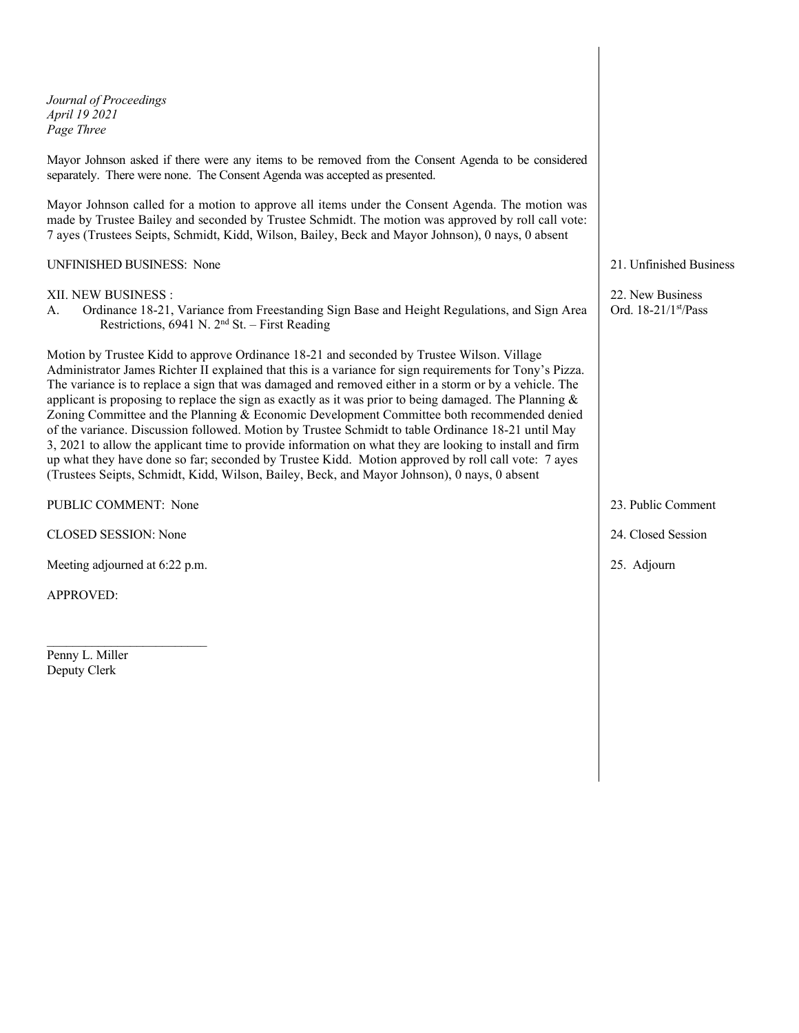*Journal of Proceedings*
*April 19 2021*
*Page Three*

Mayor Johnson asked if there were any items to be removed from the Consent Agenda to be considered separately. There were none. The Consent Agenda was accepted as presented.

Mayor Johnson called for a motion to approve all items under the Consent Agenda. The motion was made by Trustee Bailey and seconded by Trustee Schmidt. The motion was approved by roll call vote: 7 ayes (Trustees Seipts, Schmidt, Kidd, Wilson, Bailey, Beck and Mayor Johnson), 0 nays, 0 absent

21. Unfinished Business

UNFINISHED BUSINESS: None

22. New Business
Ord. 18-21/1st/Pass

XII. NEW BUSINESS :

A. Ordinance 18-21, Variance from Freestanding Sign Base and Height Regulations, and Sign Area Restrictions, 6941 N. 2nd St. – First Reading

Motion by Trustee Kidd to approve Ordinance 18-21 and seconded by Trustee Wilson. Village Administrator James Richter II explained that this is a variance for sign requirements for Tony's Pizza. The variance is to replace a sign that was damaged and removed either in a storm or by a vehicle. The applicant is proposing to replace the sign as exactly as it was prior to being damaged. The Planning & Zoning Committee and the Planning & Economic Development Committee both recommended denied of the variance. Discussion followed. Motion by Trustee Schmidt to table Ordinance 18-21 until May 3, 2021 to allow the applicant time to provide information on what they are looking to install and firm up what they have done so far; seconded by Trustee Kidd. Motion approved by roll call vote: 7 ayes (Trustees Seipts, Schmidt, Kidd, Wilson, Bailey, Beck, and Mayor Johnson), 0 nays, 0 absent

23. Public Comment

PUBLIC COMMENT: None

24. Closed Session

CLOSED SESSION: None

25. Adjourn

Meeting adjourned at 6:22 p.m.

APPROVED:

\_\_\_\_\_\_\_\_\_\_\_\_\_\_\_\_\_\_\_\_\_\_\_\_\_

Penny L. Miller
Deputy Clerk